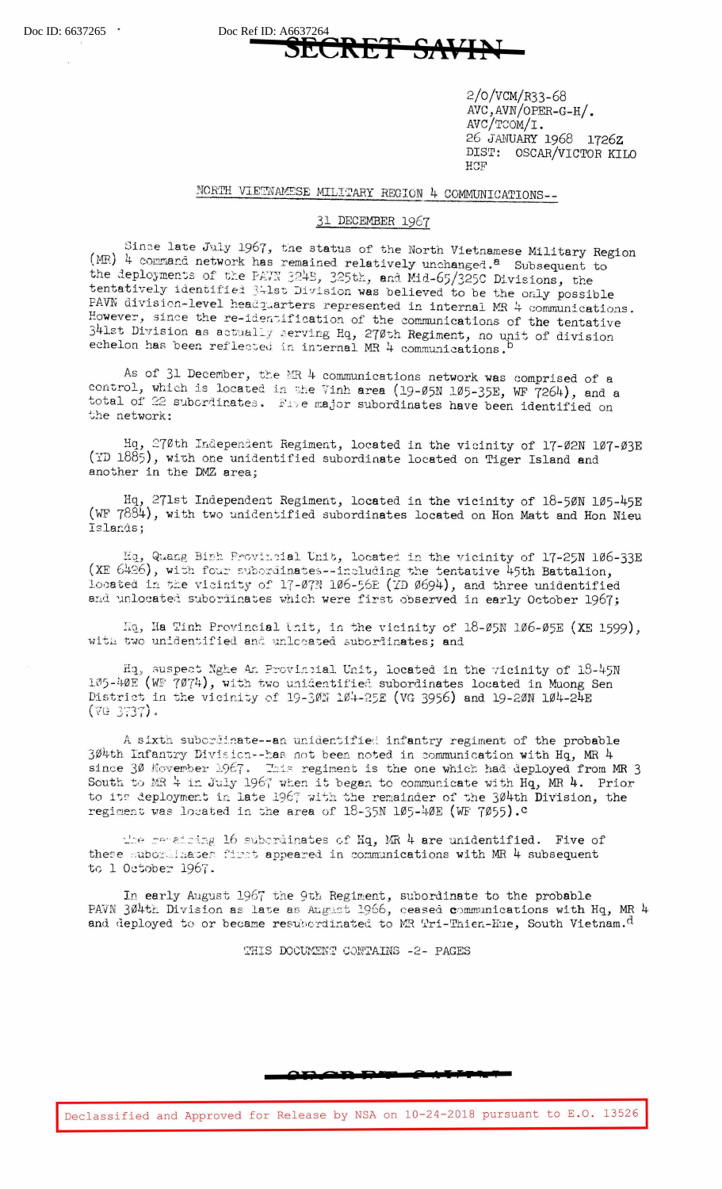Doc ID: 6637265

Doc Ref ID: A6637264

SECRET SAVIN

2/O/VCM/R33-68
AVC,AVN/OPER-G-H/.
AVC/TCOM/I.
26 JANUARY 1968 1726Z
DIST: OSCAR/VICTOR KILO
HCF

## NORTH VIETNAMESE MILITARY REGION 4 COMMUNICATIONS--

## 31 DECEMBER 1967

Since late July 1967, the status of the North Vietnamese Military Region (MR) 4 command network has remained relatively unchanged.[a] Subsequent to the deployments of the PAVN 324B, 325th, and Mid-65/325C Divisions, the tentatively identified 341st Division was believed to be the only possible PAVN division-level headquarters represented in internal MR 4 communications. However, since the re-identification of the communications of the tentative 341st Division as actually serving Hq, 270th Regiment, no unit of division echelon has been reflected in internal MR 4 communications.[b]

As of 31 December, the MR 4 communications network was comprised of a control, which is located in the Vinh area (19-05N 105-35E, WF 7264), and a total of 22 subordinates. Five major subordinates have been identified on the network:

Hq, 270th Independent Regiment, located in the vicinity of 17-02N 107-03E (YD 1885), with one unidentified subordinate located on Tiger Island and another in the DMZ area;

Hq, 271st Independent Regiment, located in the vicinity of 18-50N 105-45E (WF 7884), with two unidentified subordinates located on Hon Matt and Hon Nieu Islands;

Hq, Quang Binh Provincial Unit, located in the vicinity of 17-25N 106-33E (XE 6426), with four subordinates--including the tentative 45th Battalion, located in the vicinity of 17-07N 106-56E (YD 0694), and three unidentified and unlocated subordinates which were first observed in early October 1967;

Hq, Ha Tinh Provincial Unit, in the vicinity of 18-05N 106-05E (XE 1599), with two unidentified and unlocated subordinates; and

Hq, suspect Nghe An Provincial Unit, located in the vicinity of 18-45N 105-40E (WF 7074), with two unidentified subordinates located in Muong Sen District in the vicinity of 19-30N 104-25E (VG 3956) and 19-20N 104-24E (VG 3737).

A sixth subordinate--an unidentified infantry regiment of the probable 304th Infantry Division--has not been noted in communication with Hq, MR 4 since 30 November 1967. This regiment is the one which had deployed from MR 3 South to MR 4 in July 1967 when it began to communicate with Hq, MR 4. Prior to its deployment in late 1967 with the remainder of the 304th Division, the regiment was located in the area of 18-35N 105-40E (WF 7055).[c]

The remaining 16 subordinates of Hq, MR 4 are unidentified. Five of these subordinates first appeared in communications with MR 4 subsequent to 1 October 1967.

In early August 1967 the 9th Regiment, subordinate to the probable PAVN 304th Division as late as August 1966, ceased communications with Hq, MR 4 and deployed to or became resubordinated to MR Tri-Thien-Hue, South Vietnam.[d]

THIS DOCUMENT CONTAINS -2- PAGES

SECRET SAVIN

Declassified and Approved for Release by NSA on 10-24-2018 pursuant to E.O. 13526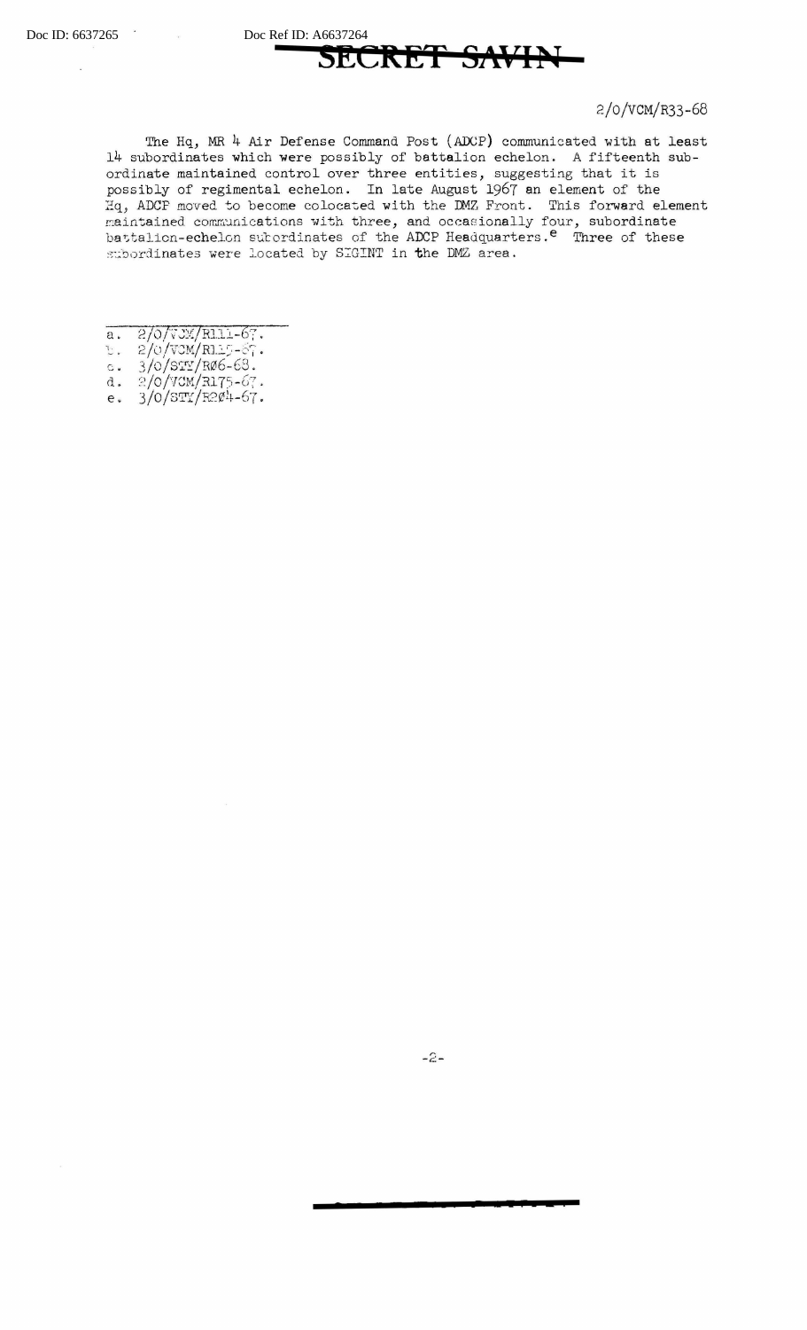2/O/VCM/R33-68

The Hq, MR 4 Air Defense Command Post (ADCP) communicated with at least 14 subordinates which were possibly of battalion echelon. A fifteenth subordinate maintained control over three entities, suggesting that it is possibly of regimental echelon. In late August 1967 an element of the Hq, ADCP moved to become colocated with the DMZ Front. This forward element maintained communications with three, and occasionally four, subordinate battalion-echelon subordinates of the ADCP Headquarters.[e] Three of these subordinates were located by SIGINT in the DMZ area.

---

a. 2/O/VCM/R111-67.
b. 2/O/VCM/R115-67.
c. 3/O/STY/RØ6-68.
d. 2/O/VCM/R175-67.
e. 3/O/STY/R2Ø4-67.